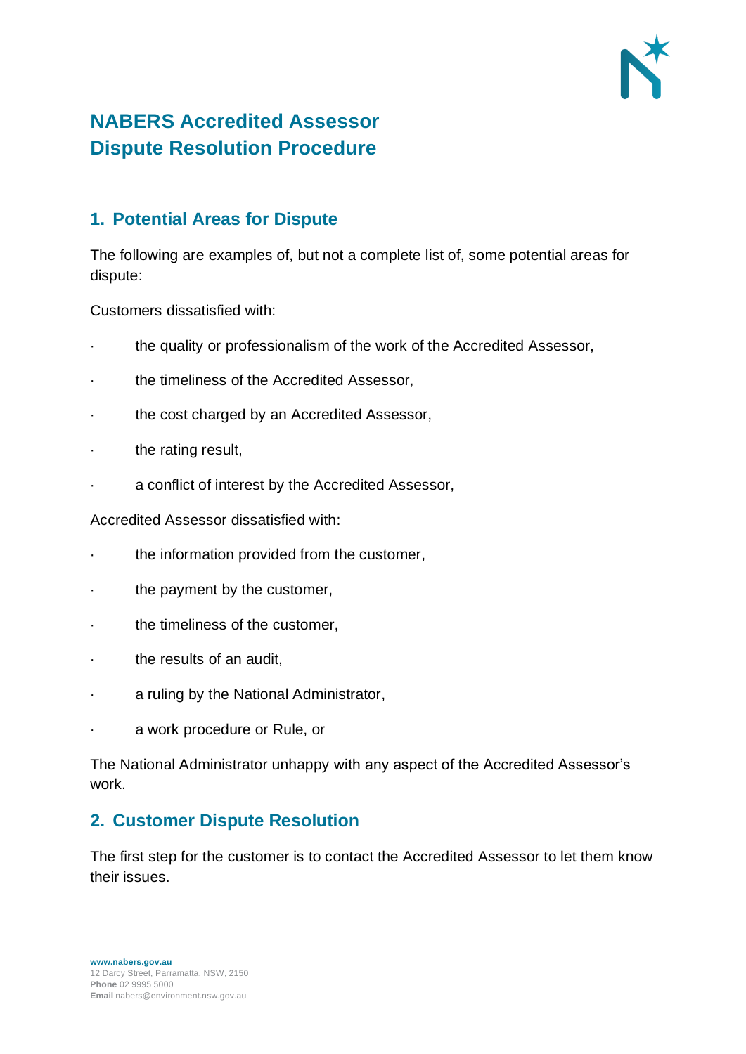# NABERS Accredited Assessor Dispute Resolution Procedure

## 1. Potential Areas for Dispute

The following are examples of, but not a complete list of, some potential areas for dispute:

Customers dissatisfied with:

- the quality or professionalism of the work of the Accredited Assessor,
- the timeliness of the Accredited Assessor,
- the cost charged by an Accredited Assessor,
- the rating result,
- a conflict of interest by the Accredited Assessor,

Accredited Assessor dissatisfied with:

- the information provided from the customer,
- the payment by the customer,
- the timeliness of the customer,
- the results of an audit,
- a ruling by the National Administrator,
- a work procedure or Rule, or

The National Administrator unhappy with any aspect of the Accredited Assessor's work.

## 2. Customer Dispute Resolution

The first step for the customer is to contact the Accredited Assessor to let them know their issues.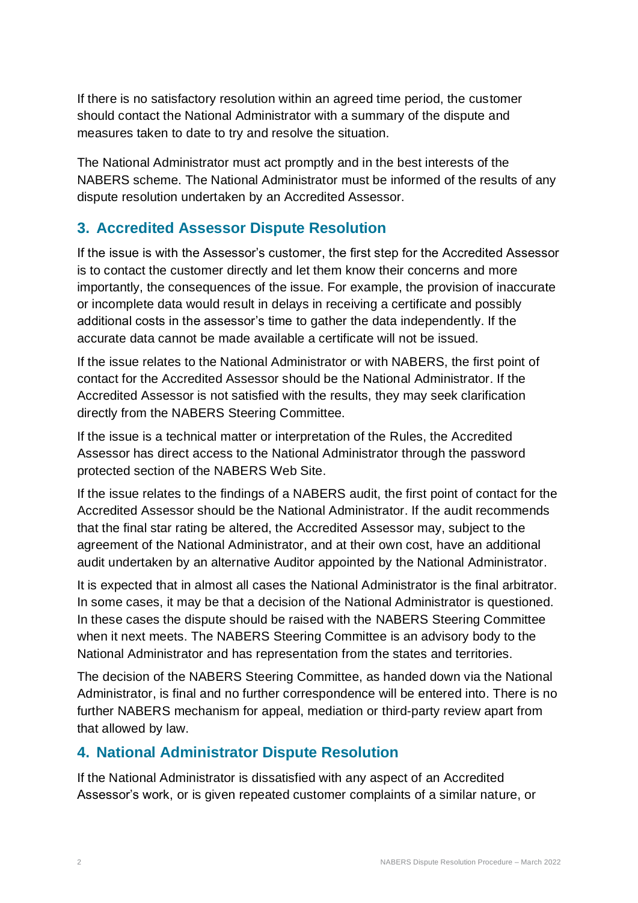If there is no satisfactory resolution within an agreed time period, the customer should contact the National Administrator with a summary of the dispute and measures taken to date to try and resolve the situation.

The National Administrator must act promptly and in the best interests of the NABERS scheme. The National Administrator must be informed of the results of any dispute resolution undertaken by an Accredited Assessor.

## 3. Accredited Assessor Dispute Resolution

If the issue is with the Assessor's customer, the first step for the Accredited Assessor is to contact the customer directly and let them know their concerns and more importantly, the consequences of the issue. For example, the provision of inaccurate or incomplete data would result in delays in receiving a certificate and possibly additional costs in the assessor's time to gather the data independently. If the accurate data cannot be made available a certificate will not be issued.

If the issue relates to the National Administrator or with NABERS, the first point of contact for the Accredited Assessor should be the National Administrator. If the Accredited Assessor is not satisfied with the results, they may seek clarification directly from the NABERS Steering Committee.

If the issue is a technical matter or interpretation of the Rules, the Accredited Assessor has direct access to the National Administrator through the password protected section of the NABERS Web Site.

If the issue relates to the findings of a NABERS audit, the first point of contact for the Accredited Assessor should be the National Administrator. If the audit recommends that the final star rating be altered, the Accredited Assessor may, subject to the agreement of the National Administrator, and at their own cost, have an additional audit undertaken by an alternative Auditor appointed by the National Administrator.

It is expected that in almost all cases the National Administrator is the final arbitrator. In some cases, it may be that a decision of the National Administrator is questioned. In these cases the dispute should be raised with the NABERS Steering Committee when it next meets. The NABERS Steering Committee is an advisory body to the National Administrator and has representation from the states and territories.

The decision of the NABERS Steering Committee, as handed down via the National Administrator, is final and no further correspondence will be entered into. There is no further NABERS mechanism for appeal, mediation or third-party review apart from that allowed by law.

## 4. National Administrator Dispute Resolution

If the National Administrator is dissatisfied with any aspect of an Accredited Assessor's work, or is given repeated customer complaints of a similar nature, or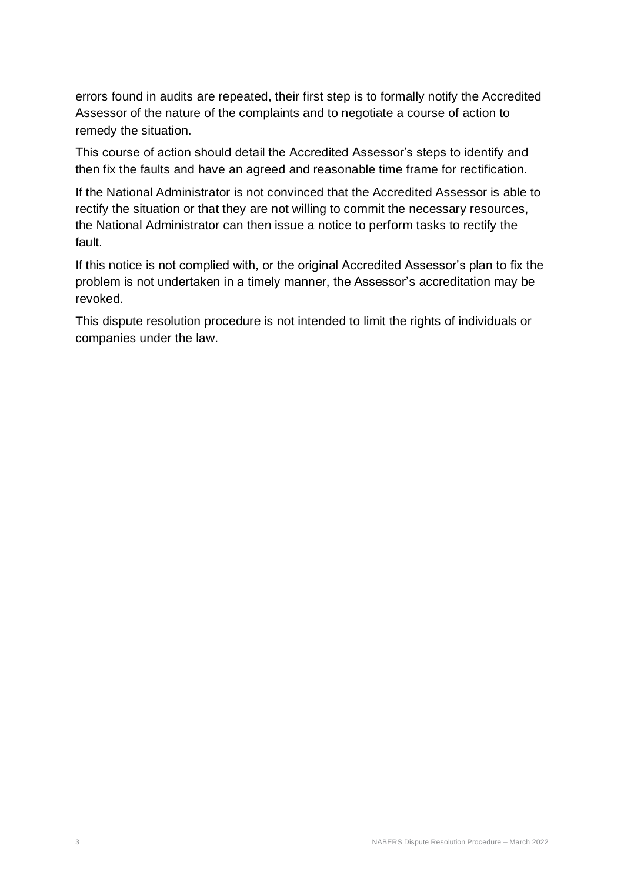errors found in audits are repeated, their first step is to formally notify the Accredited Assessor of the nature of the complaints and to negotiate a course of action to remedy the situation.

This course of action should detail the Accredited Assessor's steps to identify and then fix the faults and have an agreed and reasonable time frame for rectification.

If the National Administrator is not convinced that the Accredited Assessor is able to rectify the situation or that they are not willing to commit the necessary resources, the National Administrator can then issue a notice to perform tasks to rectify the fault.

If this notice is not complied with, or the original Accredited Assessor's plan to fix the problem is not undertaken in a timely manner, the Assessor's accreditation may be revoked.

This dispute resolution procedure is not intended to limit the rights of individuals or companies under the law.